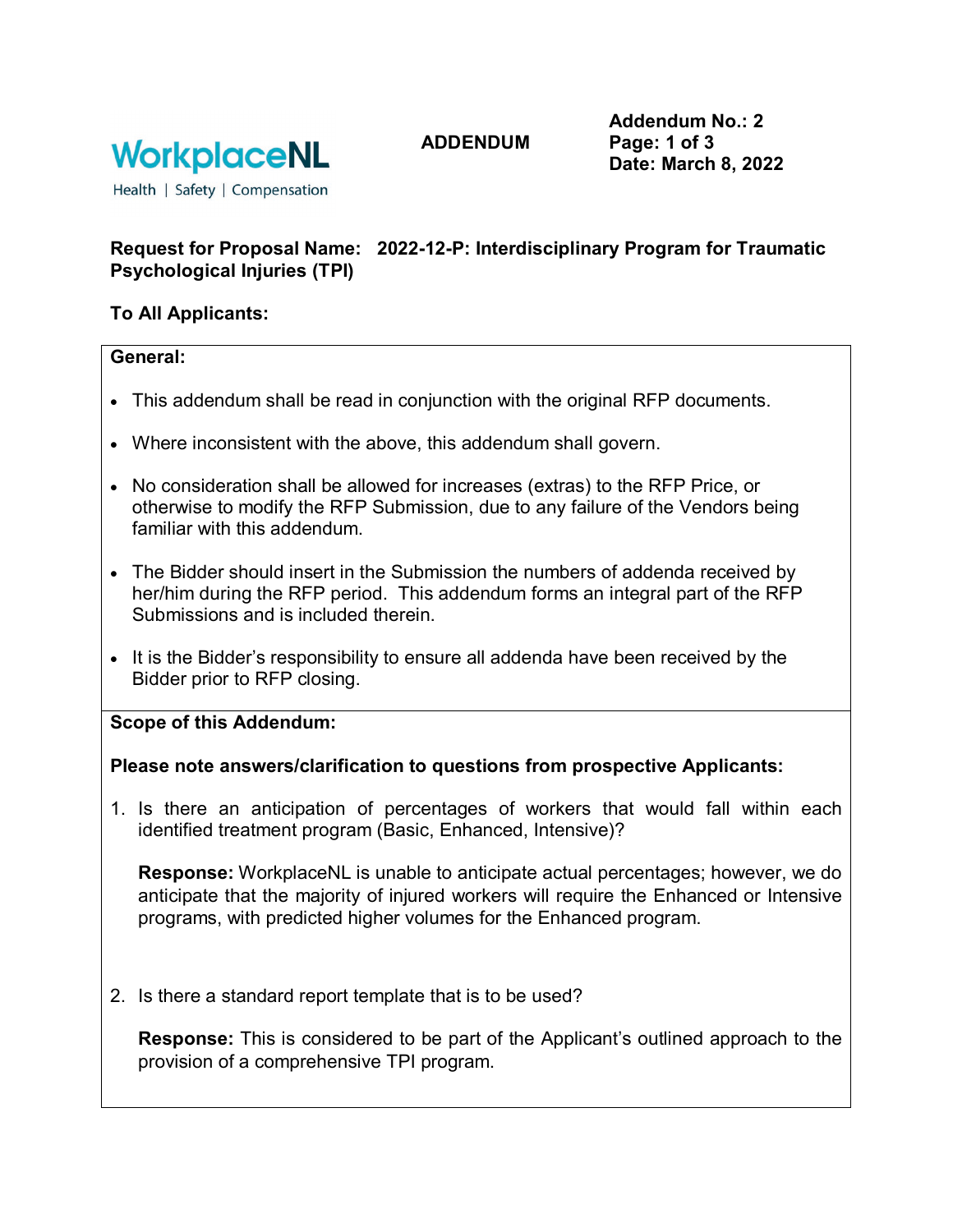WorkplaceNL

Health | Safety | Compensation

**ADDENDUM**

**Addendum No.: 2**
**Date: March 8, 2022**

**Request for Proposal Name: 2022-12-P: Interdisciplinary Program for Traumatic Psychological Injuries (TPI)**

**To All Applicants:**

**General:**

- This addendum shall be read in conjunction with the original RFP documents.
- Where inconsistent with the above, this addendum shall govern.
- No consideration shall be allowed for increases (extras) to the RFP Price, or otherwise to modify the RFP Submission, due to any failure of the Vendors being familiar with this addendum.
- The Bidder should insert in the Submission the numbers of addenda received by her/him during the RFP period. This addendum forms an integral part of the RFP Submissions and is included therein.
- It is the Bidder's responsibility to ensure all addenda have been received by the Bidder prior to RFP closing.

**Scope of this Addendum:**

**Please note answers/clarification to questions from prospective Applicants:**

1. Is there an anticipation of percentages of workers that would fall within each identified treatment program (Basic, Enhanced, Intensive)?

   **Response:** WorkplaceNL is unable to anticipate actual percentages; however, we do anticipate that the majority of injured workers will require the Enhanced or Intensive programs, with predicted higher volumes for the Enhanced program.

2. Is there a standard report template that is to be used?

   **Response:** This is considered to be part of the Applicant's outlined approach to the provision of a comprehensive TPI program.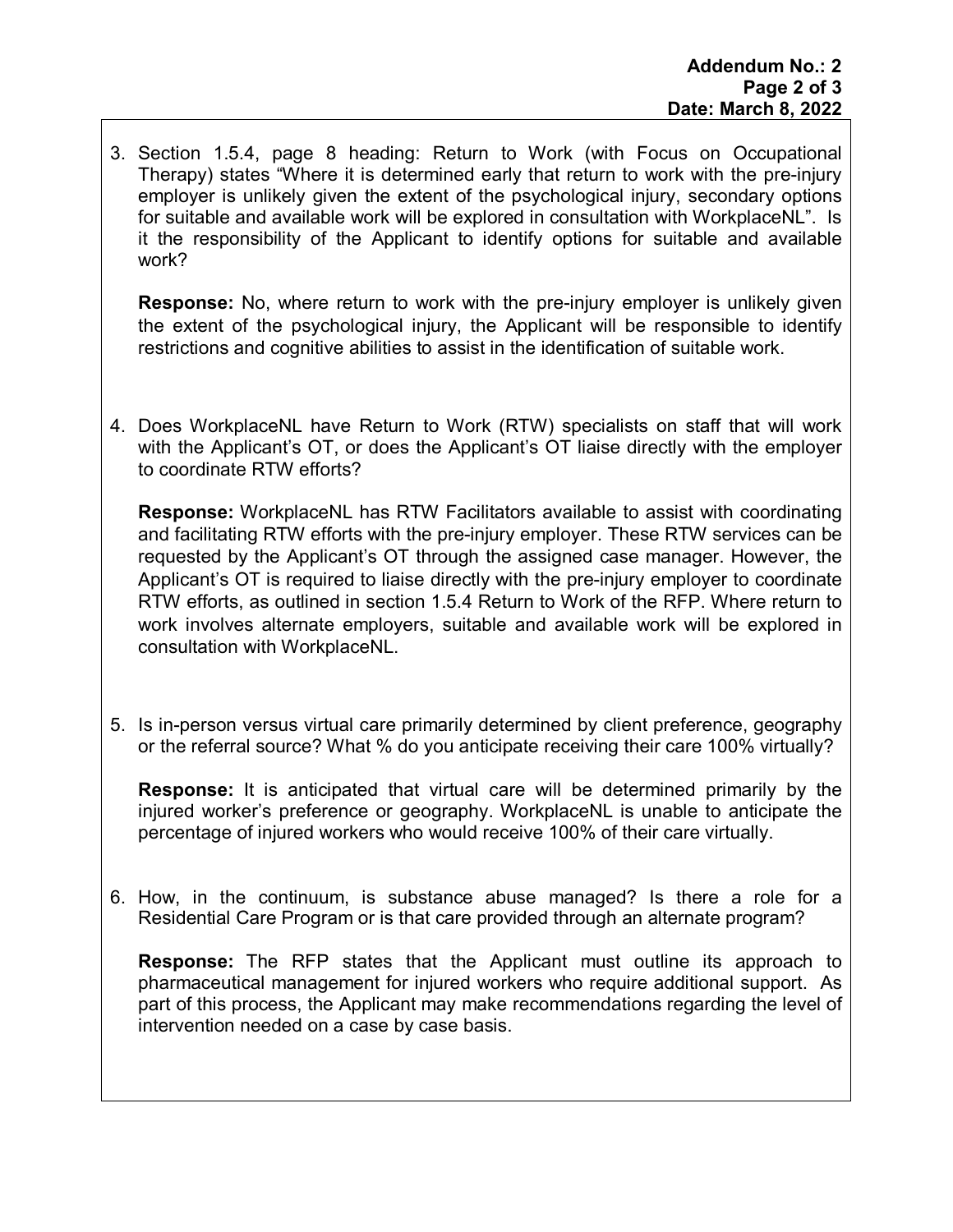3. Section 1.5.4, page 8 heading: Return to Work (with Focus on Occupational Therapy) states "Where it is determined early that return to work with the pre-injury employer is unlikely given the extent of the psychological injury, secondary options for suitable and available work will be explored in consultation with WorkplaceNL". Is it the responsibility of the Applicant to identify options for suitable and available work?

   **Response:** No, where return to work with the pre-injury employer is unlikely given the extent of the psychological injury, the Applicant will be responsible to identify restrictions and cognitive abilities to assist in the identification of suitable work.

4. Does WorkplaceNL have Return to Work (RTW) specialists on staff that will work with the Applicant's OT, or does the Applicant's OT liaise directly with the employer to coordinate RTW efforts?

   **Response:** WorkplaceNL has RTW Facilitators available to assist with coordinating and facilitating RTW efforts with the pre-injury employer. These RTW services can be requested by the Applicant's OT through the assigned case manager. However, the Applicant's OT is required to liaise directly with the pre-injury employer to coordinate RTW efforts, as outlined in section 1.5.4 Return to Work of the RFP. Where return to work involves alternate employers, suitable and available work will be explored in consultation with WorkplaceNL.

5. Is in-person versus virtual care primarily determined by client preference, geography or the referral source? What % do you anticipate receiving their care 100% virtually?

   **Response:** It is anticipated that virtual care will be determined primarily by the injured worker's preference or geography. WorkplaceNL is unable to anticipate the percentage of injured workers who would receive 100% of their care virtually.

6. How, in the continuum, is substance abuse managed? Is there a role for a Residential Care Program or is that care provided through an alternate program?

   **Response:** The RFP states that the Applicant must outline its approach to pharmaceutical management for injured workers who require additional support. As part of this process, the Applicant may make recommendations regarding the level of intervention needed on a case by case basis.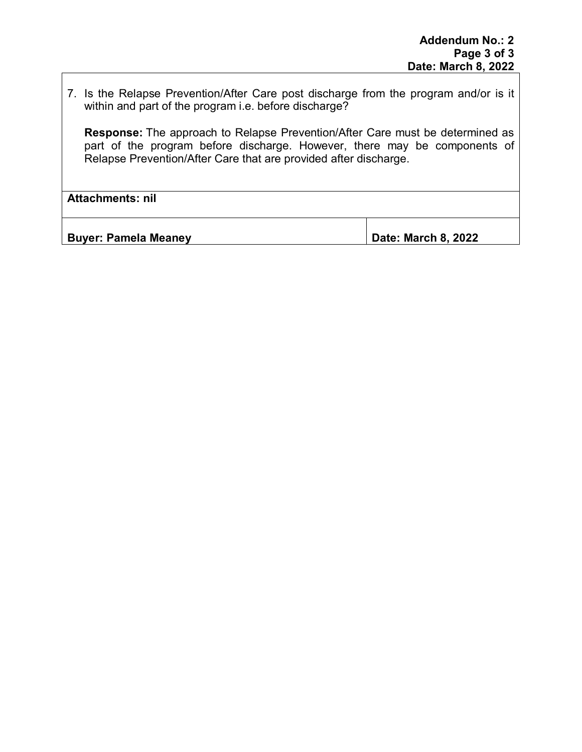7. Is the Relapse Prevention/After Care post discharge from the program and/or is it within and part of the program i.e. before discharge?

   **Response:** The approach to Relapse Prevention/After Care must be determined as part of the program before discharge. However, there may be components of Relapse Prevention/After Care that are provided after discharge.

**Attachments: nil**

| | |
|---|---|
| **Buyer: Pamela Meaney** | **Date: March 8, 2022** |